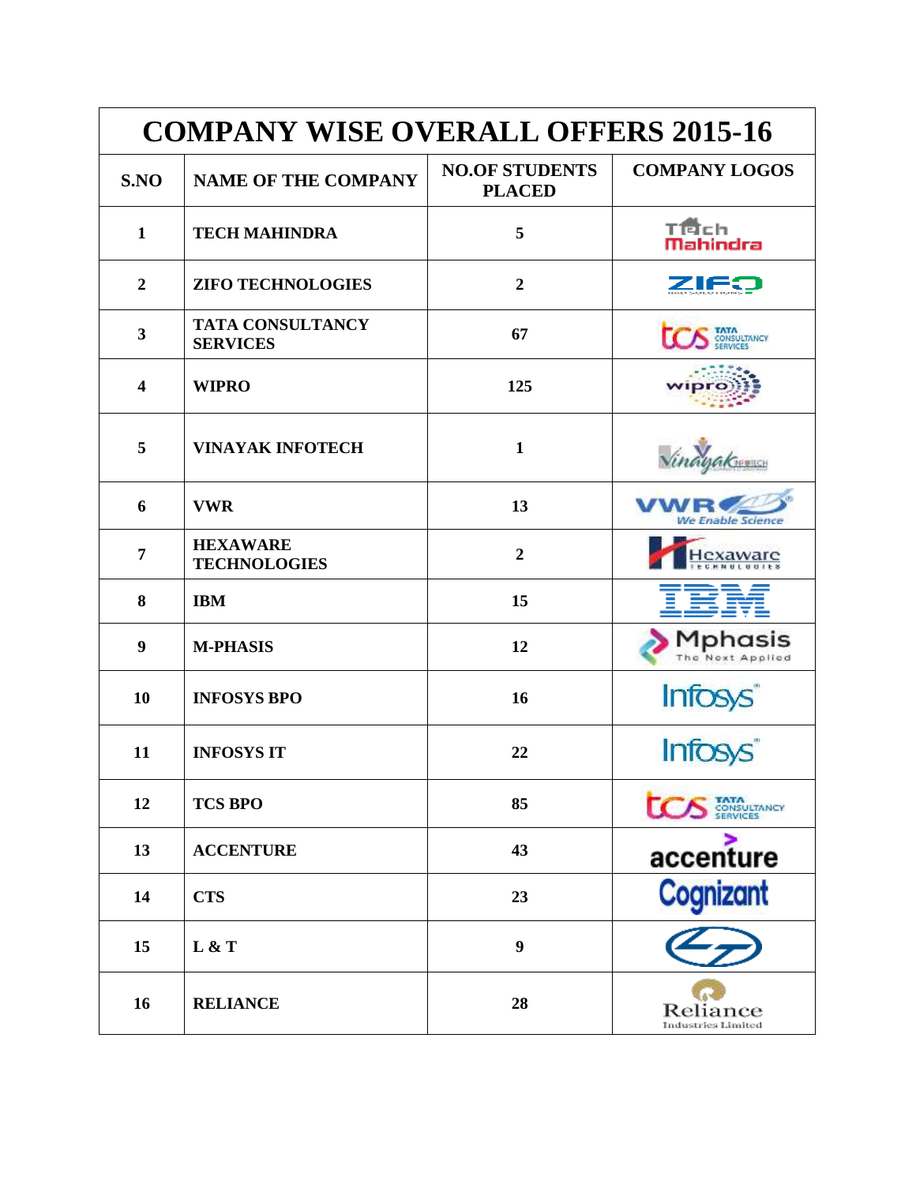# COMPANY WISE OVERALL OFFERS 2015-16

| S.NO | NAME OF THE COMPANY | NO.OF STUDENTS PLACED | COMPANY LOGOS |
|---|---|---|---|
| 1 | TECH MAHINDRA | 5 | |
| 2 | ZIFO TECHNOLOGIES | 2 | |
| 3 | TATA CONSULTANCY SERVICES | 67 | |
| 4 | WIPRO | 125 | |
| 5 | VINAYAK INFOTECH | 1 | |
| 6 | VWR | 13 | |
| 7 | HEXAWARE TECHNOLOGIES | 2 | |
| 8 | IBM | 15 | |
| 9 | M-PHASIS | 12 | |
| 10 | INFOSYS BPO | 16 | |
| 11 | INFOSYS IT | 22 | |
| 12 | TCS BPO | 85 | |
| 13 | ACCENTURE | 43 | |
| 14 | CTS | 23 | |
| 15 | L & T | 9 | |
| 16 | RELIANCE | 28 | |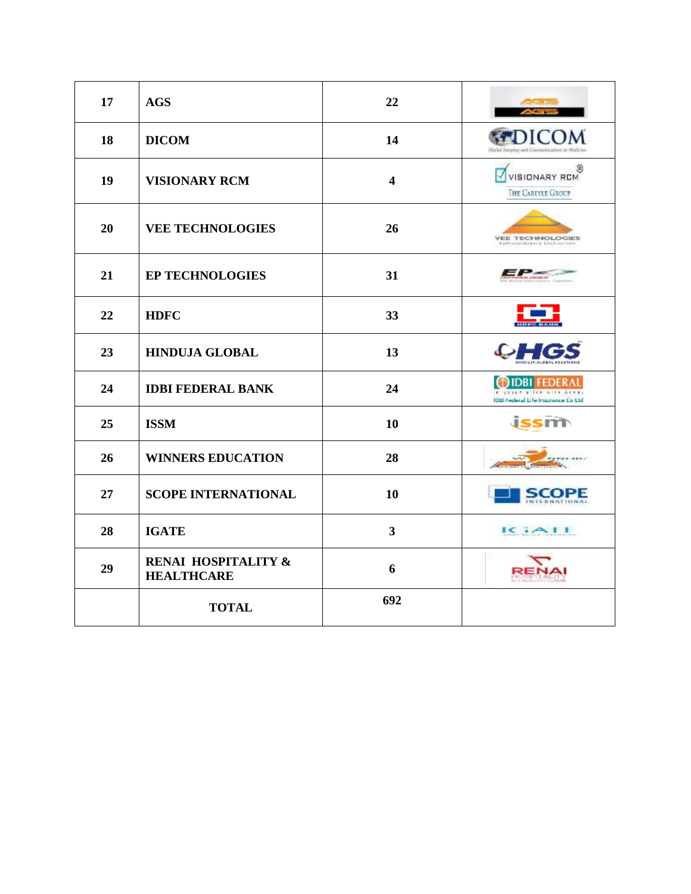| 17 | AGS | 22 | |
|---|---|---|---|
| 18 | DICOM | 14 | |
| 19 | VISIONARY RCM | 4 | |
| 20 | VEE TECHNOLOGIES | 26 | |
| 21 | EP TECHNOLOGIES | 31 | |
| 22 | HDFC | 33 | |
| 23 | HINDUJA GLOBAL | 13 | |
| 24 | IDBI FEDERAL BANK | 24 | |
| 25 | ISSM | 10 | |
| 26 | WINNERS EDUCATION | 28 | |
| 27 | SCOPE INTERNATIONAL | 10 | |
| 28 | IGATE | 3 | |
| 29 | RENAI HOSPITALITY & HEALTHCARE | 6 | |
| | TOTAL | 692 | |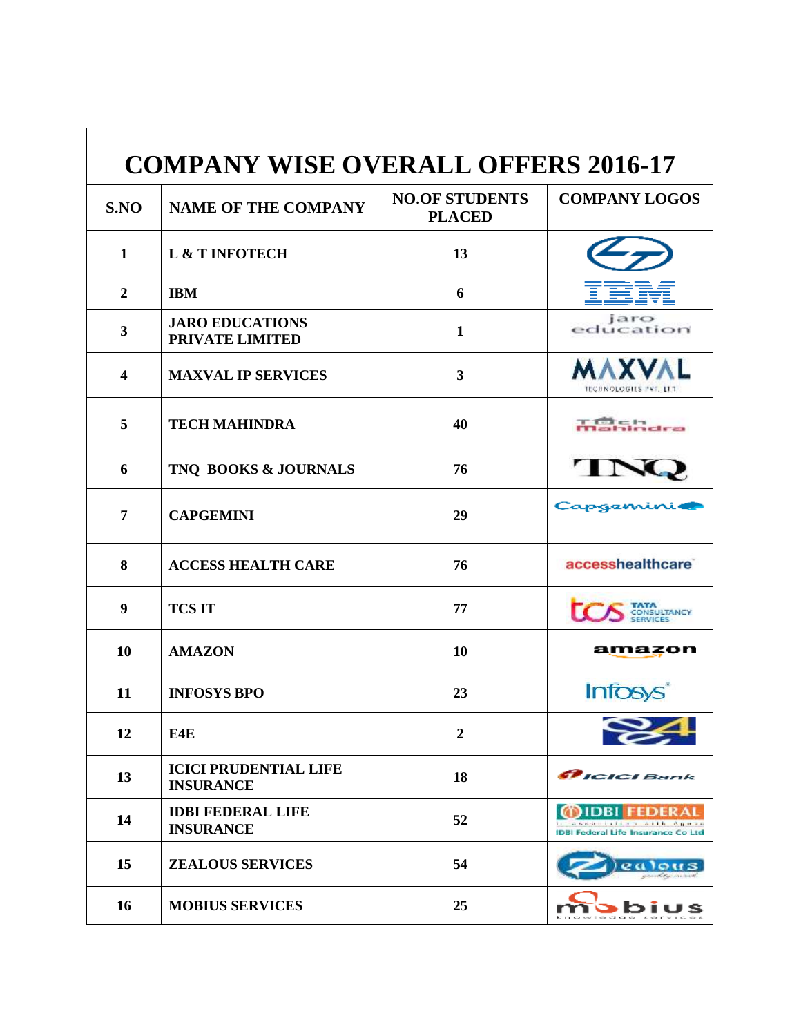# COMPANY WISE OVERALL OFFERS 2016-17

| S.NO | NAME OF THE COMPANY | NO.OF STUDENTS PLACED | COMPANY LOGOS |
|---|---|---|---|
| 1 | L & T INFOTECH | 13 | |
| 2 | IBM | 6 | IBM |
| 3 | JARO EDUCATIONS PRIVATE LIMITED | 1 | jaro education |
| 4 | MAXVAL IP SERVICES | 3 | MAXVAL TECHNOLOGIES PVT. LTD |
| 5 | TECH MAHINDRA | 40 | Tech Mahindra |
| 6 | TNQ BOOKS & JOURNALS | 76 | TNQ |
| 7 | CAPGEMINI | 29 | Capgemini |
| 8 | ACCESS HEALTH CARE | 76 | accesshealthcare |
| 9 | TCS IT | 77 | tcs TATA CONSULTANCY SERVICES |
| 10 | AMAZON | 10 | amazon |
| 11 | INFOSYS BPO | 23 | Infosys |
| 12 | E4E | 2 | |
| 13 | ICICI PRUDENTIAL LIFE INSURANCE | 18 | ICICI Bank |
| 14 | IDBI FEDERAL LIFE INSURANCE | 52 | IDBI FEDERAL IDBI Federal Life Insurance Co Ltd |
| 15 | ZEALOUS SERVICES | 54 | Zealous |
| 16 | MOBIUS SERVICES | 25 | mobius knowledge services |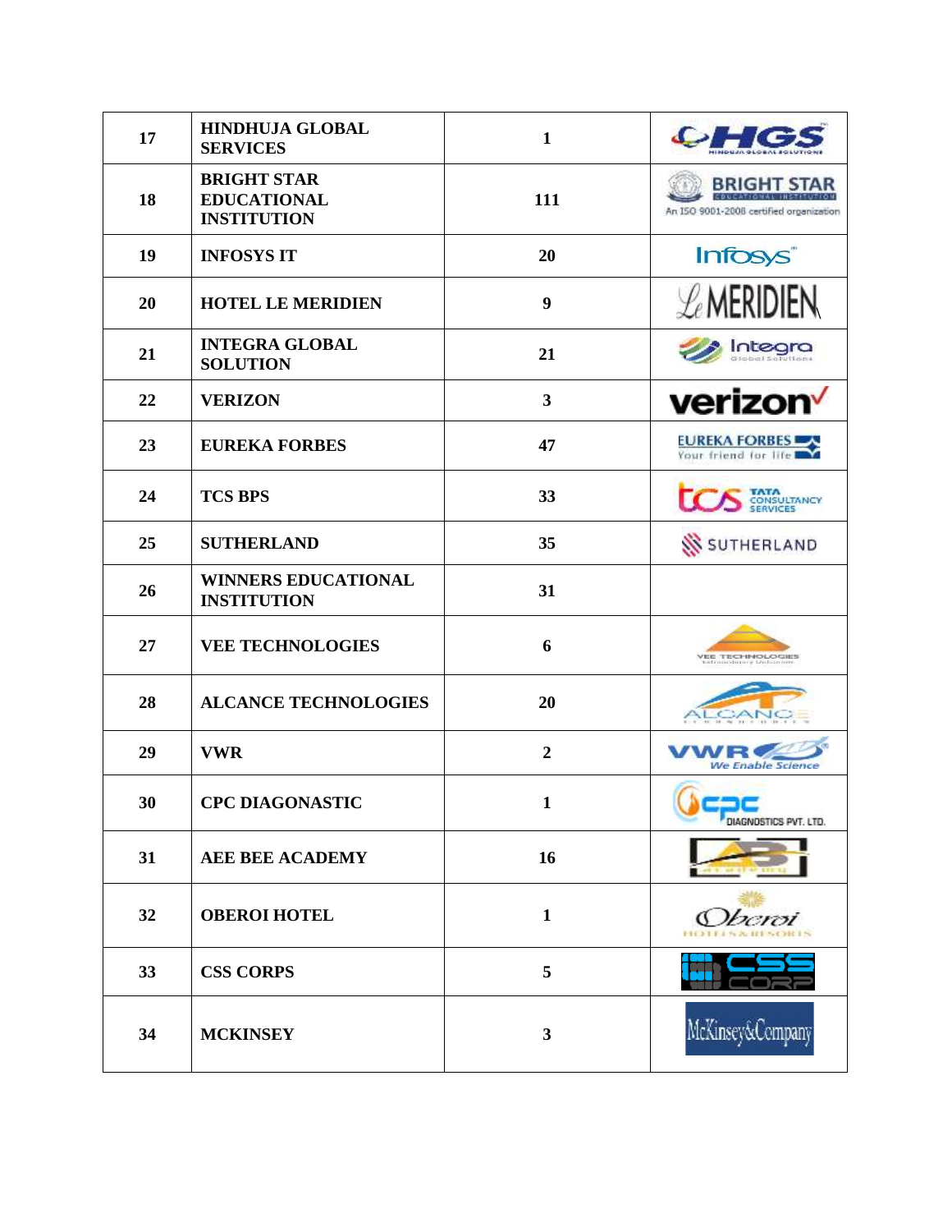| 17 | HINDHUJA GLOBAL SERVICES | 1 | |
|---|---|---|---|
| 18 | BRIGHT STAR EDUCATIONAL INSTITUTION | 111 | |
| 19 | INFOSYS IT | 20 | |
| 20 | HOTEL LE MERIDIEN | 9 | |
| 21 | INTEGRA GLOBAL SOLUTION | 21 | |
| 22 | VERIZON | 3 | |
| 23 | EUREKA FORBES | 47 | |
| 24 | TCS BPS | 33 | |
| 25 | SUTHERLAND | 35 | |
| 26 | WINNERS EDUCATIONAL INSTITUTION | 31 | |
| 27 | VEE TECHNOLOGIES | 6 | |
| 28 | ALCANCE TECHNOLOGIES | 20 | |
| 29 | VWR | 2 | |
| 30 | CPC DIAGONASTIC | 1 | |
| 31 | AEE BEE ACADEMY | 16 | |
| 32 | OBEROI HOTEL | 1 | |
| 33 | CSS CORPS | 5 | |
| 34 | MCKINSEY | 3 | |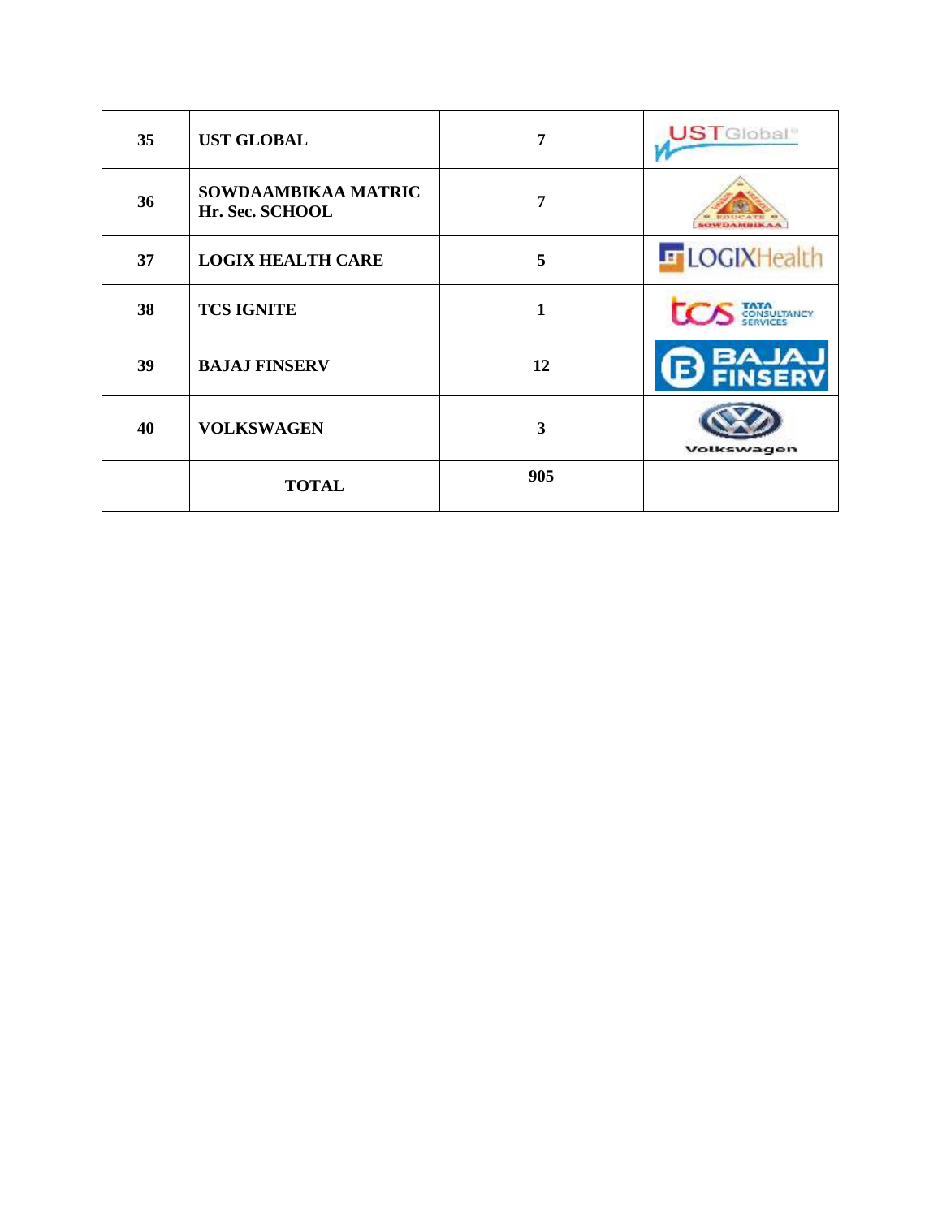| 35 | UST GLOBAL | 7 | |
|---|---|---|---|
| 36 | SOWDAAMBIKAA MATRIC Hr. Sec. SCHOOL | 7 | |
| 37 | LOGIX HEALTH CARE | 5 | |
| 38 | TCS IGNITE | 1 | |
| 39 | BAJAJ FINSERV | 12 | |
| 40 | VOLKSWAGEN | 3 | |
| | TOTAL | 905 | |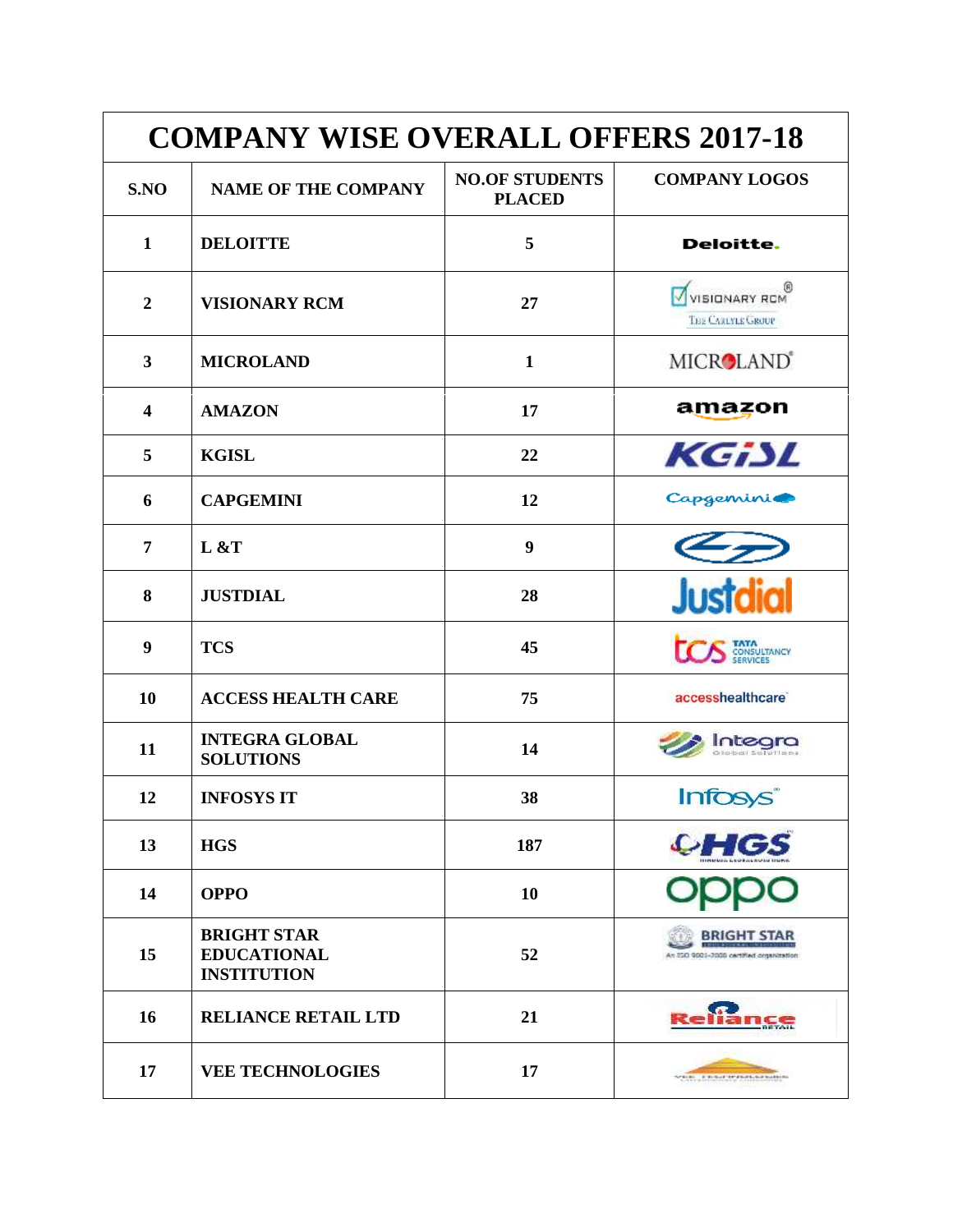# COMPANY WISE OVERALL OFFERS 2017-18

| S.NO | NAME OF THE COMPANY | NO.OF STUDENTS PLACED | COMPANY LOGOS |
|---|---|---|---|
| 1 | DELOITTE | 5 | Deloitte. |
| 2 | VISIONARY RCM | 27 | VISIONARY RCM THE CARLYLE GROUP |
| 3 | MICROLAND | 1 | MICROLAND |
| 4 | AMAZON | 17 | amazon |
| 5 | KGISL | 22 | KGiSL |
| 6 | CAPGEMINI | 12 | Capgemini |
| 7 | L &T | 9 | |
| 8 | JUSTDIAL | 28 | Justdial |
| 9 | TCS | 45 | tcs TATA CONSULTANCY SERVICES |
| 10 | ACCESS HEALTH CARE | 75 | accesshealthcare |
| 11 | INTEGRA GLOBAL SOLUTIONS | 14 | Integra Global Solutions |
| 12 | INFOSYS IT | 38 | Infosys |
| 13 | HGS | 187 | HGS |
| 14 | OPPO | 10 | oppo |
| 15 | BRIGHT STAR EDUCATIONAL INSTITUTION | 52 | BRIGHT STAR An ISO 9001-2008 certified organization |
| 16 | RELIANCE RETAIL LTD | 21 | Reliance RETAIL |
| 17 | VEE TECHNOLOGIES | 17 | VEE TECHNOLOGIES |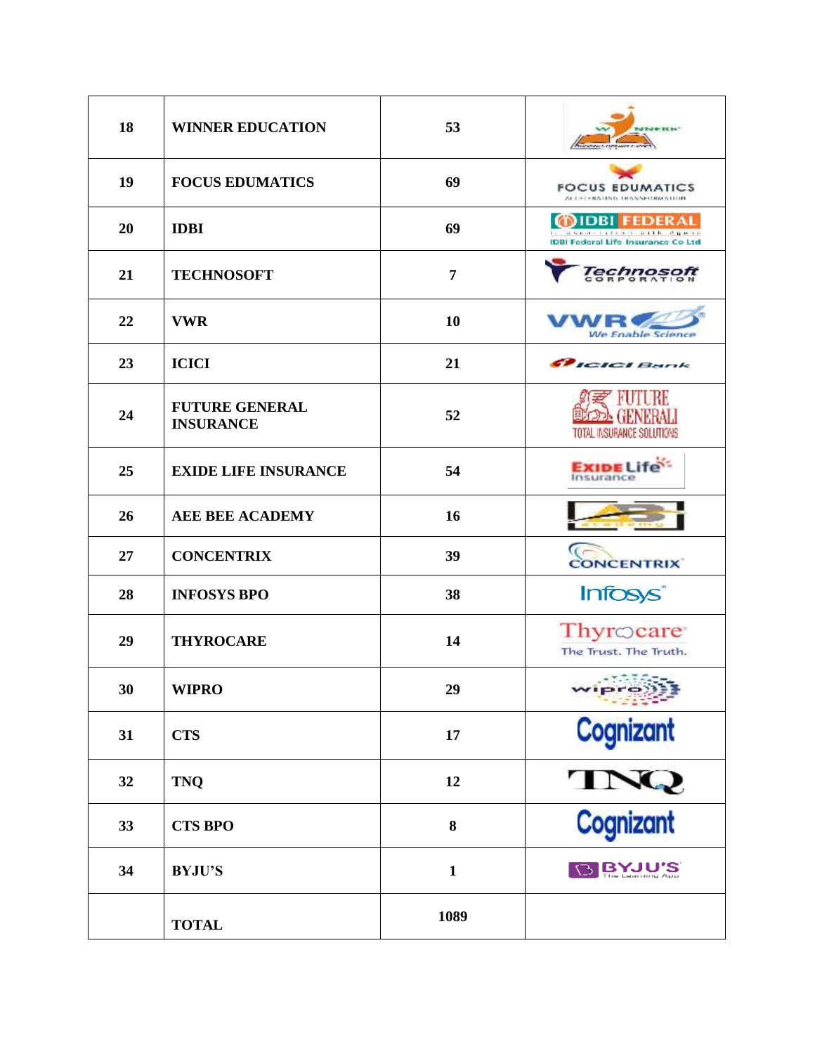| 18 | WINNER EDUCATION | 53 | |
|---|---|---|---|
| 19 | FOCUS EDUMATICS | 69 | |
| 20 | IDBI | 69 | |
| 21 | TECHNOSOFT | 7 | |
| 22 | VWR | 10 | |
| 23 | ICICI | 21 | |
| 24 | FUTURE GENERAL INSURANCE | 52 | |
| 25 | EXIDE LIFE INSURANCE | 54 | |
| 26 | AEE BEE ACADEMY | 16 | |
| 27 | CONCENTRIX | 39 | |
| 28 | INFOSYS BPO | 38 | |
| 29 | THYROCARE | 14 | |
| 30 | WIPRO | 29 | |
| 31 | CTS | 17 | |
| 32 | TNQ | 12 | |
| 33 | CTS BPO | 8 | |
| 34 | BYJU'S | 1 | |
| | TOTAL | 1089 | |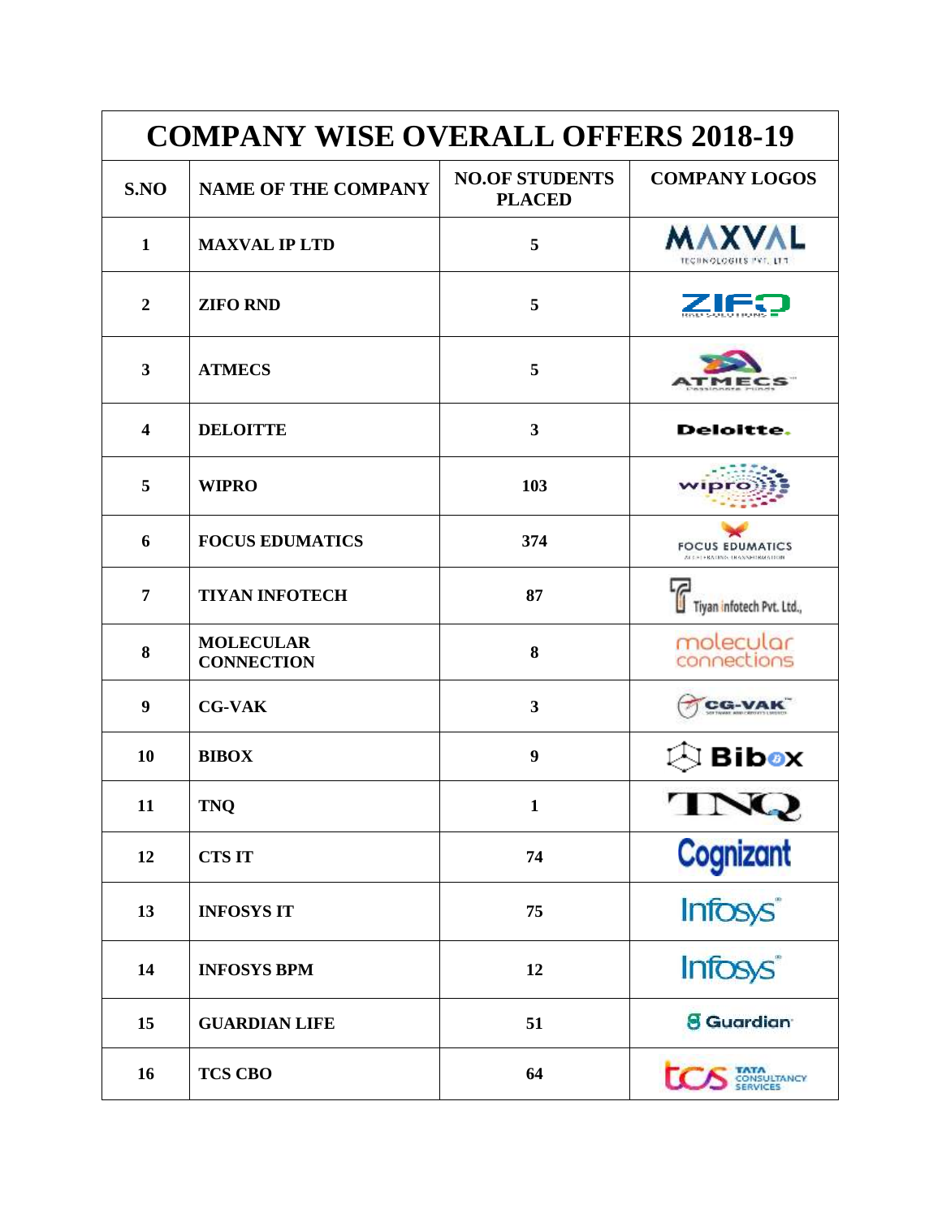| COMPANY WISE OVERALL OFFERS 2018-19 | | | |
|---|---|---|---|
| **S.NO** | **NAME OF THE COMPANY** | **NO.OF STUDENTS PLACED** | **COMPANY LOGOS** |
| 1 | MAXVAL IP LTD | 5 | |
| 2 | ZIFO RND | 5 | |
| 3 | ATMECS | 5 | |
| 4 | DELOITTE | 3 | |
| 5 | WIPRO | 103 | |
| 6 | FOCUS EDUMATICS | 374 | |
| 7 | TIYAN INFOTECH | 87 | |
| 8 | MOLECULAR CONNECTION | 8 | |
| 9 | CG-VAK | 3 | |
| 10 | BIBOX | 9 | |
| 11 | TNQ | 1 | |
| 12 | CTS IT | 74 | |
| 13 | INFOSYS IT | 75 | |
| 14 | INFOSYS BPM | 12 | |
| 15 | GUARDIAN LIFE | 51 | |
| 16 | TCS CBO | 64 | |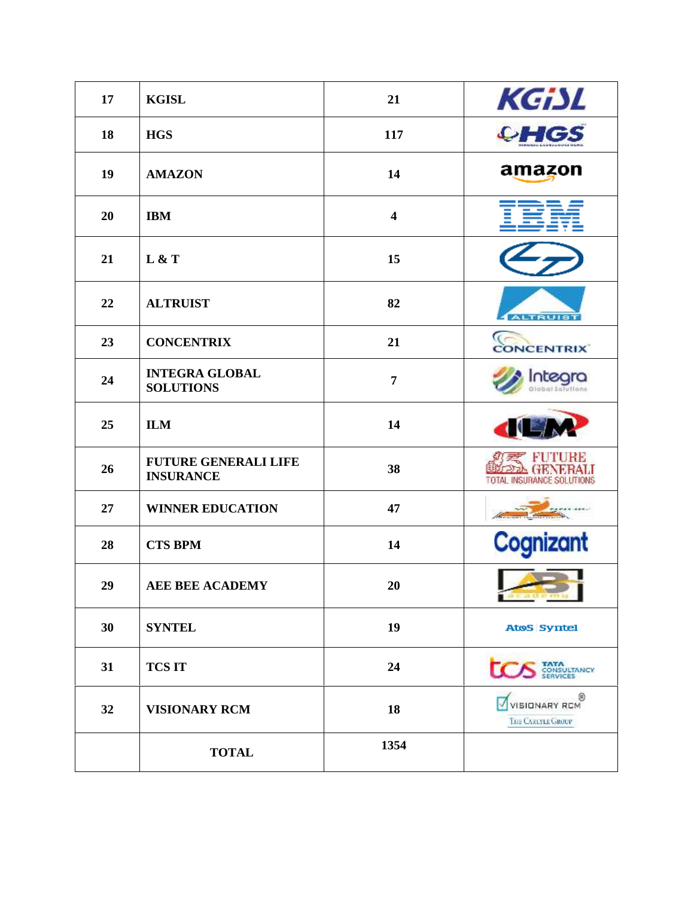| 17 | KGISL | 21 | |
|---|---|---|---|
| 18 | HGS | 117 | |
| 19 | AMAZON | 14 | |
| 20 | IBM | 4 | |
| 21 | L & T | 15 | |
| 22 | ALTRUIST | 82 | |
| 23 | CONCENTRIX | 21 | |
| 24 | INTEGRA GLOBAL SOLUTIONS | 7 | |
| 25 | ILM | 14 | |
| 26 | FUTURE GENERALI LIFE INSURANCE | 38 | |
| 27 | WINNER EDUCATION | 47 | |
| 28 | CTS BPM | 14 | |
| 29 | AEE BEE ACADEMY | 20 | |
| 30 | SYNTEL | 19 | |
| 31 | TCS IT | 24 | |
| 32 | VISIONARY RCM | 18 | |
| | TOTAL | 1354 | |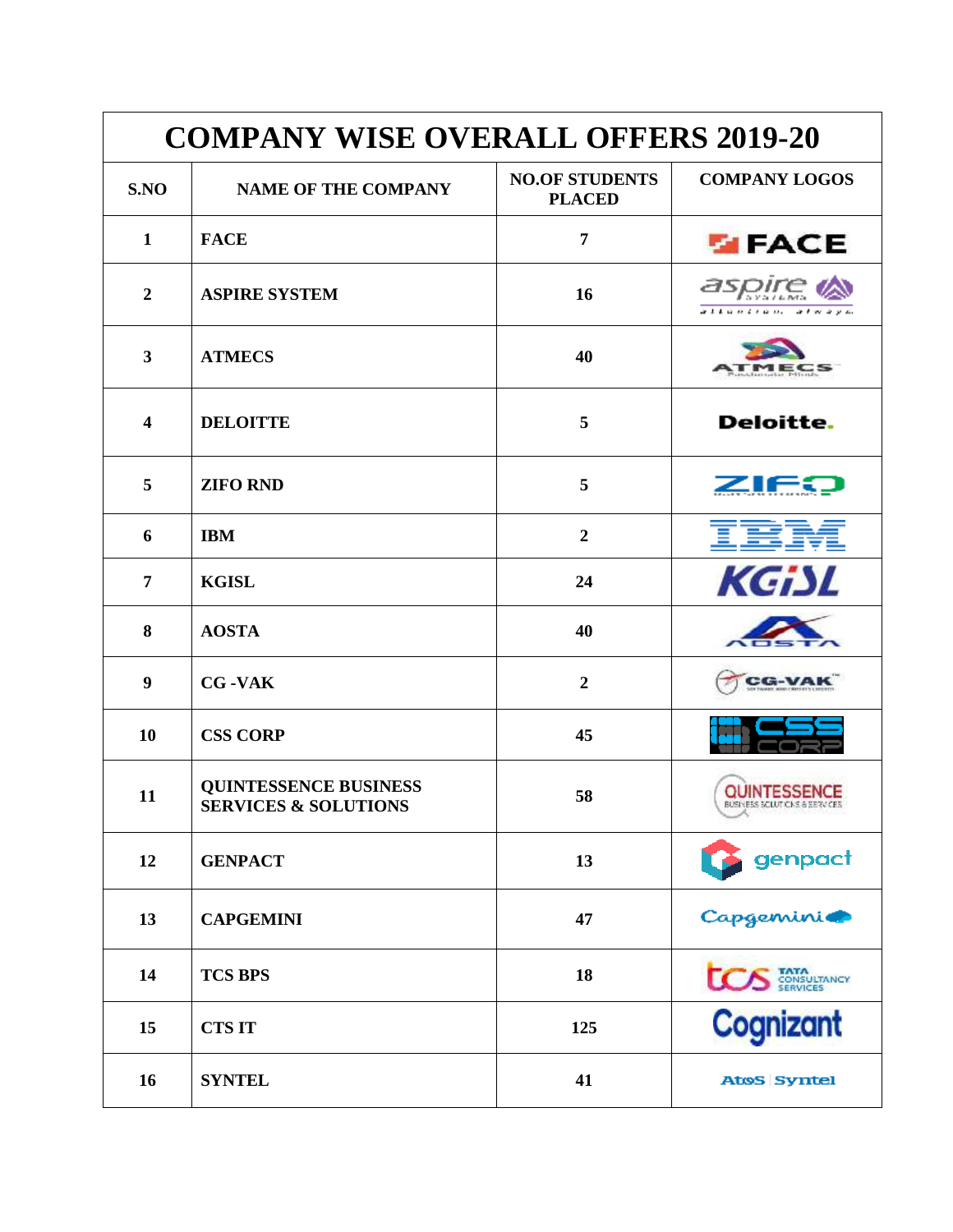# COMPANY WISE OVERALL OFFERS 2019-20

| S.NO | NAME OF THE COMPANY | NO.OF STUDENTS PLACED | COMPANY LOGOS |
|---|---|---|---|
| 1 | FACE | 7 | FACE |
| 2 | ASPIRE SYSTEM | 16 | aspire systems attention. always. |
| 3 | ATMECS | 40 | ATMECS |
| 4 | DELOITTE | 5 | Deloitte. |
| 5 | ZIFO RND | 5 | ZIFO |
| 6 | IBM | 2 | IBM |
| 7 | KGISL | 24 | KGiSL |
| 8 | AOSTA | 40 | AOSTA |
| 9 | CG -VAK | 2 | CG-VAK |
| 10 | CSS CORP | 45 | CSS CORP |
| 11 | QUINTESSENCE BUSINESS SERVICES & SOLUTIONS | 58 | QUINTESSENCE BUSINESS SOLUTIONS & SERVICES |
| 12 | GENPACT | 13 | genpact |
| 13 | CAPGEMINI | 47 | Capgemini |
| 14 | TCS BPS | 18 | tcs TATA CONSULTANCY SERVICES |
| 15 | CTS IT | 125 | Cognizant |
| 16 | SYNTEL | 41 | Atos Syntel |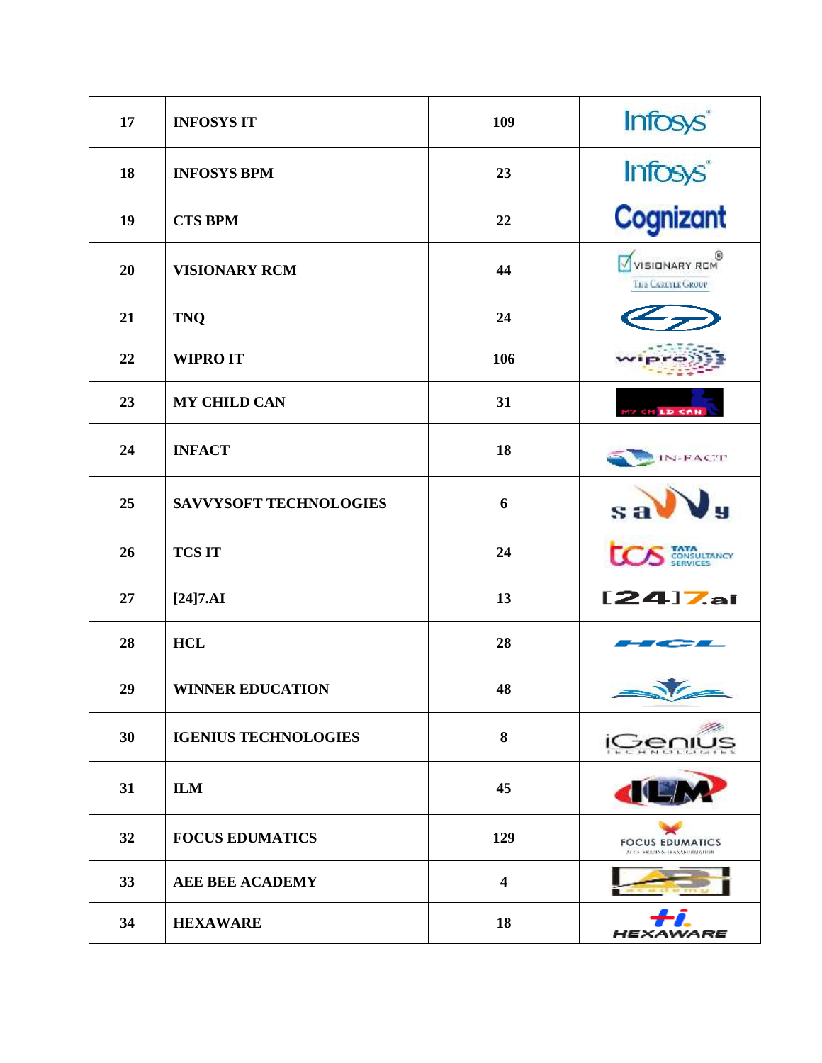| 17 | INFOSYS IT | 109 | |
|---|---|---|---|
| 18 | INFOSYS BPM | 23 | |
| 19 | CTS BPM | 22 | |
| 20 | VISIONARY RCM | 44 | |
| 21 | TNQ | 24 | |
| 22 | WIPRO IT | 106 | |
| 23 | MY CHILD CAN | 31 | |
| 24 | INFACT | 18 | |
| 25 | SAVVYSOFT TECHNOLOGIES | 6 | |
| 26 | TCS IT | 24 | |
| 27 | [24]7.AI | 13 | |
| 28 | HCL | 28 | |
| 29 | WINNER EDUCATION | 48 | |
| 30 | IGENIUS TECHNOLOGIES | 8 | |
| 31 | ILM | 45 | |
| 32 | FOCUS EDUMATICS | 129 | |
| 33 | AEE BEE ACADEMY | 4 | |
| 34 | HEXAWARE | 18 | |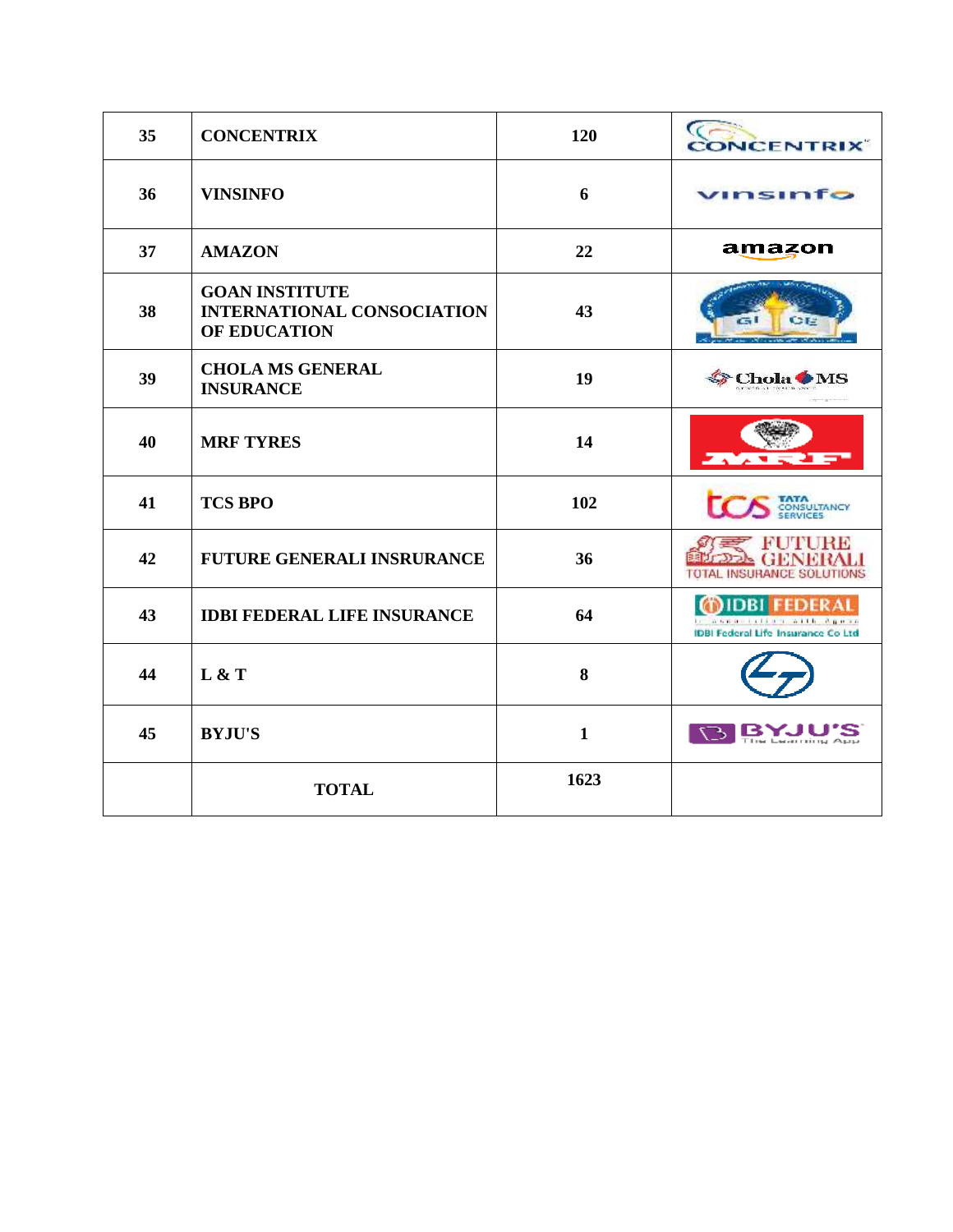| 35 | CONCENTRIX | 120 | |
|---|---|---|---|
| 36 | VINSINFO | 6 | |
| 37 | AMAZON | 22 | |
| 38 | GOAN INSTITUTE INTERNATIONAL CONSOCIATION OF EDUCATION | 43 | |
| 39 | CHOLA MS GENERAL INSURANCE | 19 | |
| 40 | MRF TYRES | 14 | |
| 41 | TCS BPO | 102 | |
| 42 | FUTURE GENERALI INSRURANCE | 36 | |
| 43 | IDBI FEDERAL LIFE INSURANCE | 64 | |
| 44 | L & T | 8 | |
| 45 | BYJU'S | 1 | |
| | TOTAL | 1623 | |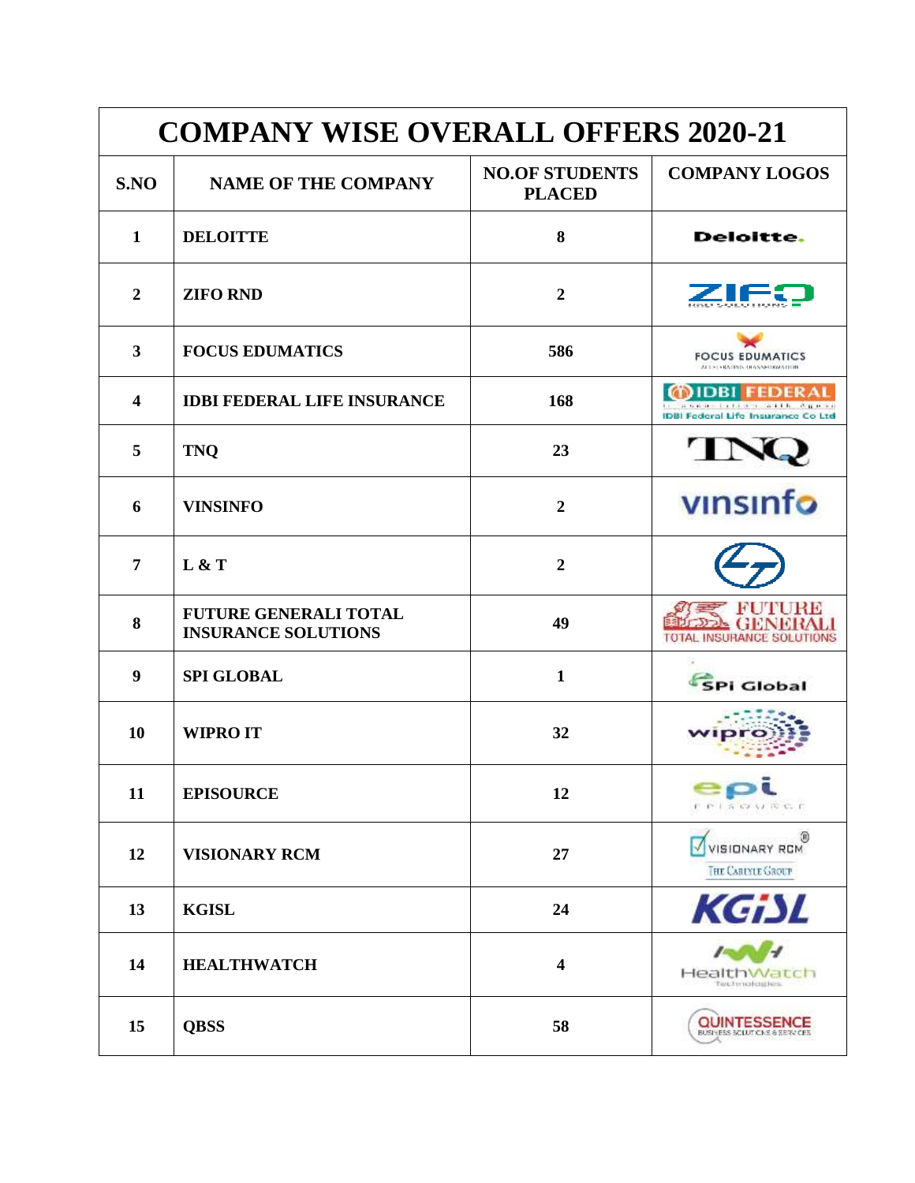| COMPANY WISE OVERALL OFFERS 2020-21 | | | |
|---|---|---|---|
| S.NO | NAME OF THE COMPANY | NO.OF STUDENTS PLACED | COMPANY LOGOS |
| 1 | DELOITTE | 8 | |
| 2 | ZIFO RND | 2 | |
| 3 | FOCUS EDUMATICS | 586 | |
| 4 | IDBI FEDERAL LIFE INSURANCE | 168 | |
| 5 | TNQ | 23 | |
| 6 | VINSINFO | 2 | |
| 7 | L & T | 2 | |
| 8 | FUTURE GENERALI TOTAL INSURANCE SOLUTIONS | 49 | |
| 9 | SPI GLOBAL | 1 | |
| 10 | WIPRO IT | 32 | |
| 11 | EPISOURCE | 12 | |
| 12 | VISIONARY RCM | 27 | |
| 13 | KGISL | 24 | |
| 14 | HEALTHWATCH | 4 | |
| 15 | QBSS | 58 | |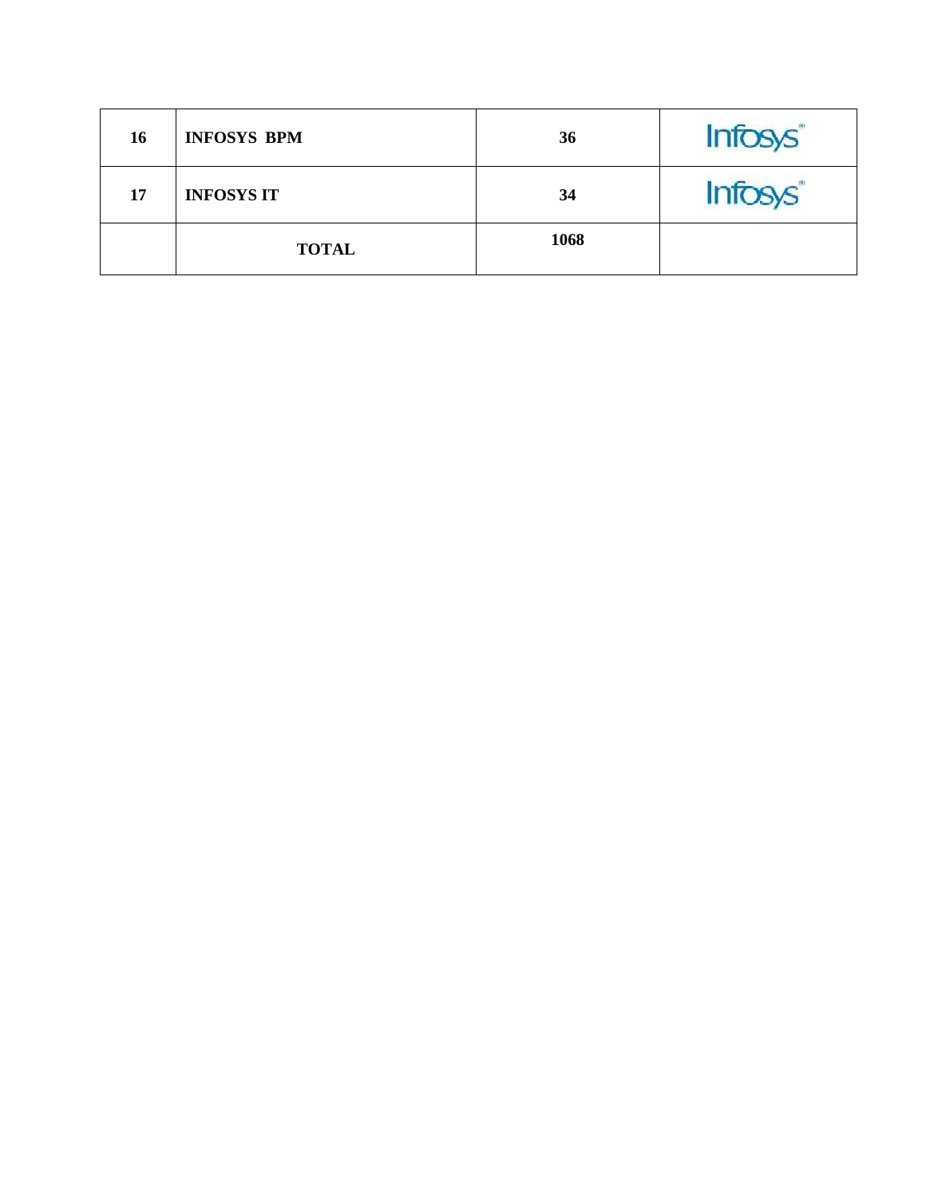| | | | |
|---|---|---|---|
| **16** | **INFOSYS BPM** | **36** | Infosys |
| **17** | **INFOSYS IT** | **34** | Infosys |
| | **TOTAL** | **1068** | |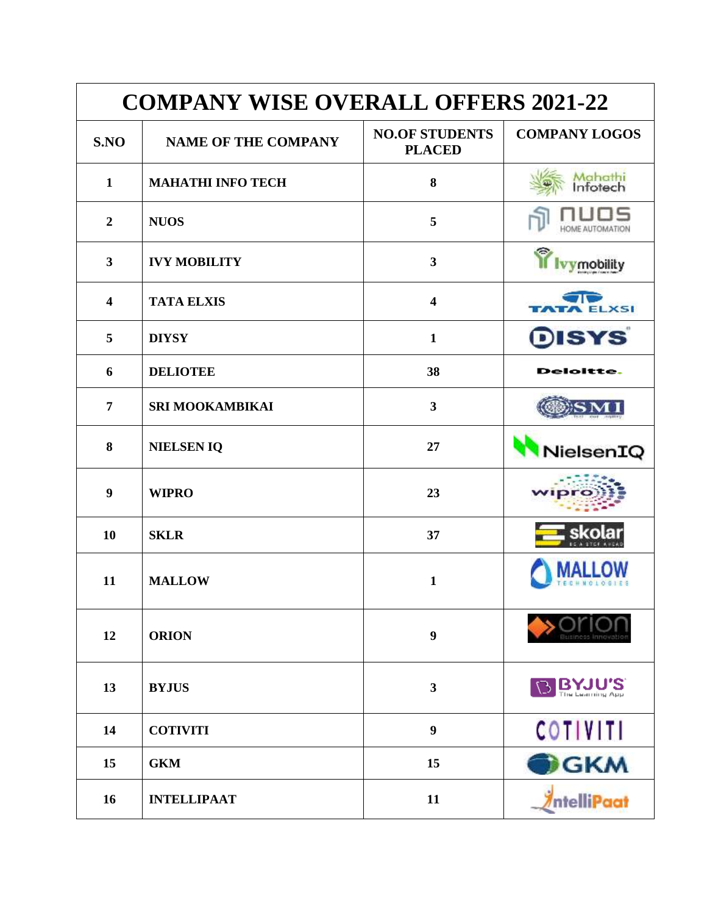| COMPANY WISE OVERALL OFFERS 2021-22 | | | |
|---|---|---|---|
| **S.NO** | **NAME OF THE COMPANY** | **NO.OF STUDENTS PLACED** | **COMPANY LOGOS** |
| 1 | MAHATHI INFO TECH | 8 | |
| 2 | NUOS | 5 | |
| 3 | IVY MOBILITY | 3 | |
| 4 | TATA ELXIS | 4 | |
| 5 | DIYSY | 1 | |
| 6 | DELIOTEE | 38 | |
| 7 | SRI MOOKAMBIKAI | 3 | |
| 8 | NIELSEN IQ | 27 | |
| 9 | WIPRO | 23 | |
| 10 | SKLR | 37 | |
| 11 | MALLOW | 1 | |
| 12 | ORION | 9 | |
| 13 | BYJUS | 3 | |
| 14 | COTIVITI | 9 | |
| 15 | GKM | 15 | |
| 16 | INTELLIPAAT | 11 | |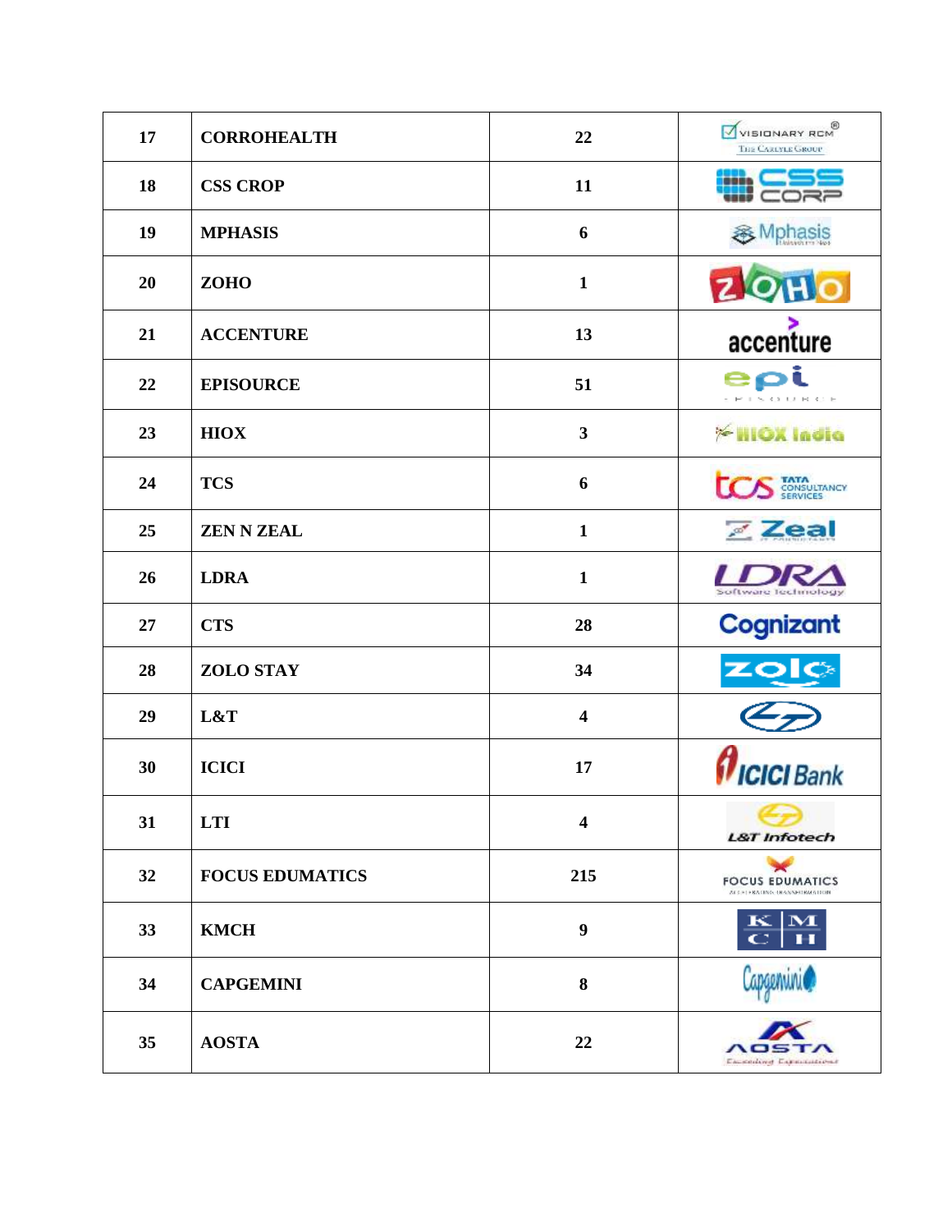| 17 | CORROHEALTH | 22 | |
|---|---|---|---|
| 18 | CSS CROP | 11 | |
| 19 | MPHASIS | 6 | |
| 20 | ZOHO | 1 | |
| 21 | ACCENTURE | 13 | |
| 22 | EPISOURCE | 51 | |
| 23 | HIOX | 3 | |
| 24 | TCS | 6 | |
| 25 | ZEN N ZEAL | 1 | |
| 26 | LDRA | 1 | |
| 27 | CTS | 28 | |
| 28 | ZOLO STAY | 34 | |
| 29 | L&T | 4 | |
| 30 | ICICI | 17 | |
| 31 | LTI | 4 | |
| 32 | FOCUS EDUMATICS | 215 | |
| 33 | KMCH | 9 | |
| 34 | CAPGEMINI | 8 | |
| 35 | AOSTA | 22 | |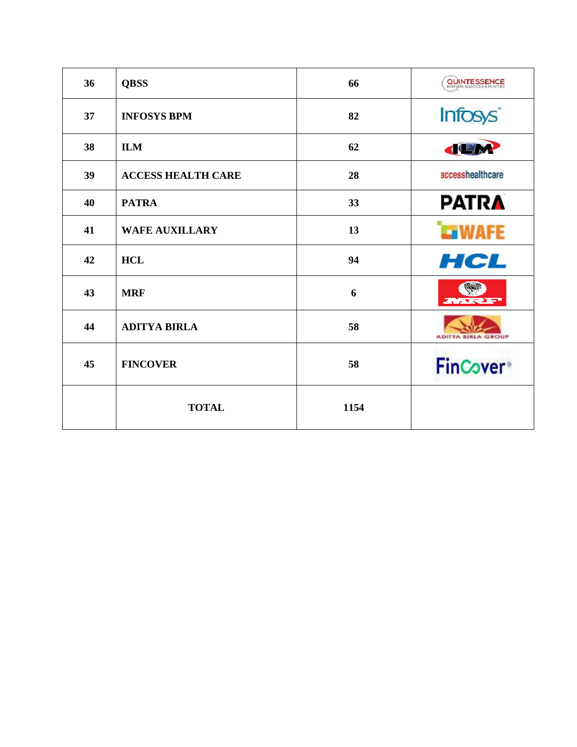| | | | |
|---|---|---|---|
| 36 | QBSS | 66 | QUINTESSENCE BUSINESS SOLUTIONS & SERVICES |
| 37 | INFOSYS BPM | 82 | Infosys |
| 38 | ILM | 62 | ILM |
| 39 | ACCESS HEALTH CARE | 28 | accesshealthcare |
| 40 | PATRA | 33 | PATRA |
| 41 | WAFE AUXILLARY | 13 | WAFE |
| 42 | HCL | 94 | HCL |
| 43 | MRF | 6 | MRF |
| 44 | ADITYA BIRLA | 58 | ADITYA BIRLA GROUP |
| 45 | FINCOVER | 58 | FinCover |
| | TOTAL | 1154 | |